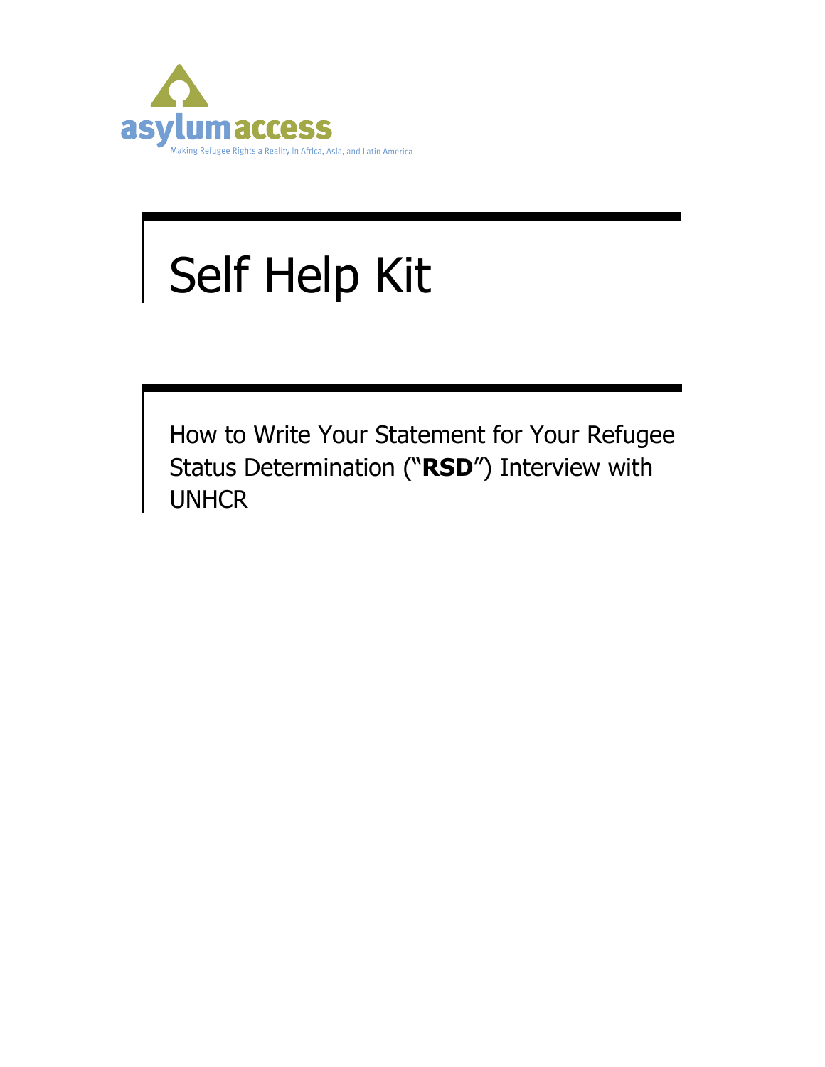asylumaccess

Making Refugee Rights a Reality in Africa, Asia, and Latin America

# Self Help Kit

## How to Write Your Statement for Your Refugee Status Determination ("**RSD**") Interview with UNHCR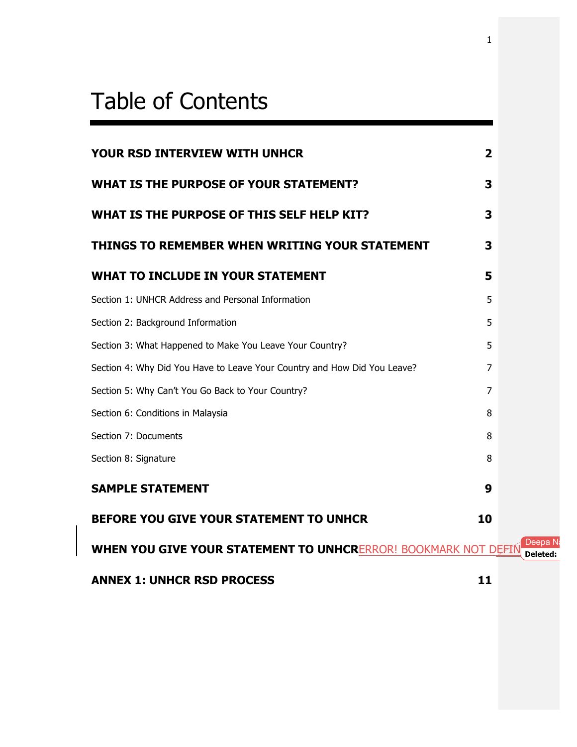# Table of Contents

| | |
|---|---|
| **YOUR RSD INTERVIEW WITH UNHCR** | **2** |
| **WHAT IS THE PURPOSE OF YOUR STATEMENT?** | **3** |
| **WHAT IS THE PURPOSE OF THIS SELF HELP KIT?** | **3** |
| **THINGS TO REMEMBER WHEN WRITING YOUR STATEMENT** | **3** |
| **WHAT TO INCLUDE IN YOUR STATEMENT** | **5** |
| Section 1: UNHCR Address and Personal Information | 5 |
| Section 2: Background Information | 5 |
| Section 3: What Happened to Make You Leave Your Country? | 5 |
| Section 4: Why Did You Have to Leave Your Country and How Did You Leave? | 7 |
| Section 5: Why Can't You Go Back to Your Country? | 7 |
| Section 6: Conditions in Malaysia | 8 |
| Section 7: Documents | 8 |
| Section 8: Signature | 8 |
| **SAMPLE STATEMENT** | **9** |
| **BEFORE YOU GIVE YOUR STATEMENT TO UNHCR** | **10** |
| **WHEN YOU GIVE YOUR STATEMENT TO UNHCR**ERROR! BOOKMARK NOT DEFIN | |
| **ANNEX 1: UNHCR RSD PROCESS** | **11** |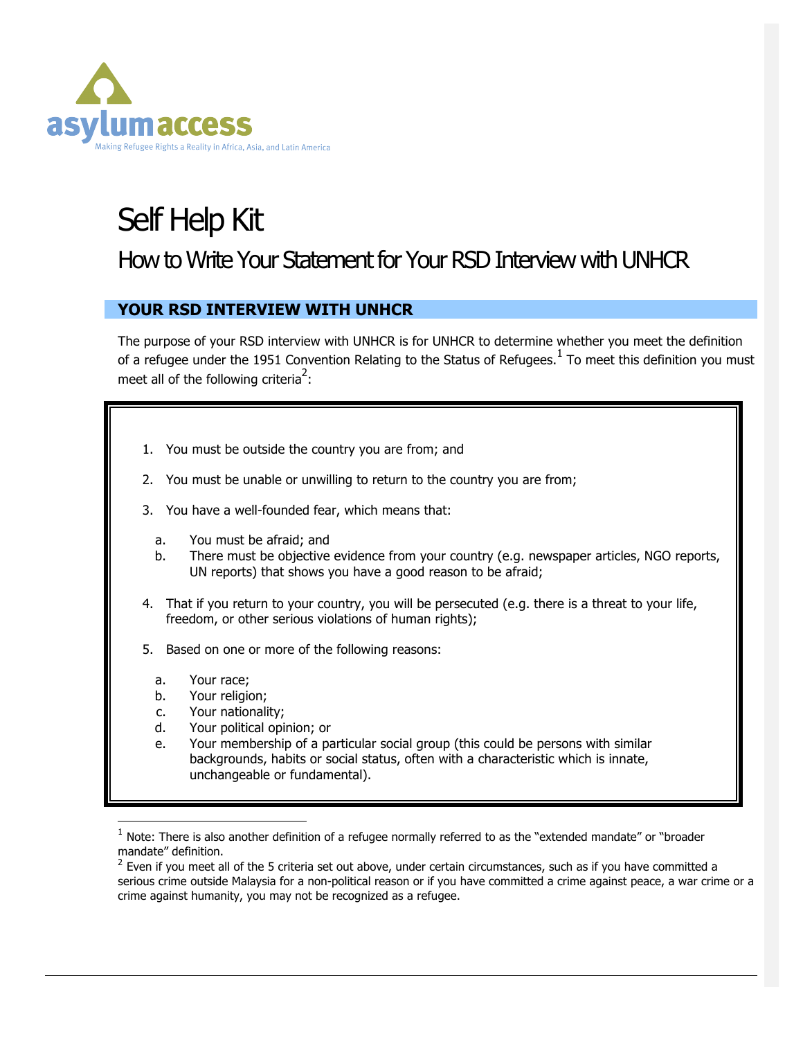# Self Help Kit

## How to Write Your Statement for Your RSD Interview with UNHCR

### YOUR RSD INTERVIEW WITH UNHCR

The purpose of your RSD interview with UNHCR is for UNHCR to determine whether you meet the definition of a refugee under the 1951 Convention Relating to the Status of Refugees.[1] To meet this definition you must meet all of the following criteria[2]:

1. You must be outside the country you are from; and
2. You must be unable or unwilling to return to the country you are from;
3. You have a well-founded fear, which means that:
   a. You must be afraid; and
   b. There must be objective evidence from your country (e.g. newspaper articles, NGO reports, UN reports) that shows you have a good reason to be afraid;
4. That if you return to your country, you will be persecuted (e.g. there is a threat to your life, freedom, or other serious violations of human rights);
5. Based on one or more of the following reasons:
   a. Your race;
   b. Your religion;
   c. Your nationality;
   d. Your political opinion; or
   e. Your membership of a particular social group (this could be persons with similar backgrounds, habits or social status, often with a characteristic which is innate, unchangeable or fundamental).

---

[1] Note: There is also another definition of a refugee normally referred to as the "extended mandate" or "broader mandate" definition.

[2] Even if you meet all of the 5 criteria set out above, under certain circumstances, such as if you have committed a serious crime outside Malaysia for a non-political reason or if you have committed a crime against peace, a war crime or a crime against humanity, you may not be recognized as a refugee.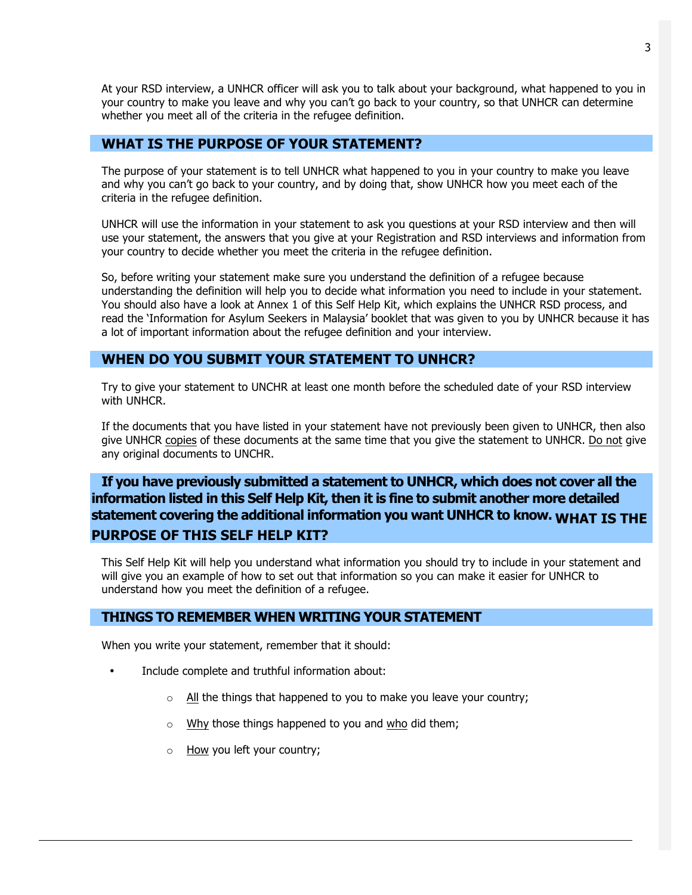At your RSD interview, a UNHCR officer will ask you to talk about your background, what happened to you in your country to make you leave and why you can't go back to your country, so that UNHCR can determine whether you meet all of the criteria in the refugee definition.

## WHAT IS THE PURPOSE OF YOUR STATEMENT?

The purpose of your statement is to tell UNHCR what happened to you in your country to make you leave and why you can't go back to your country, and by doing that, show UNHCR how you meet each of the criteria in the refugee definition.

UNHCR will use the information in your statement to ask you questions at your RSD interview and then will use your statement, the answers that you give at your Registration and RSD interviews and information from your country to decide whether you meet the criteria in the refugee definition.

So, before writing your statement make sure you understand the definition of a refugee because understanding the definition will help you to decide what information you need to include in your statement. You should also have a look at Annex 1 of this Self Help Kit, which explains the UNHCR RSD process, and read the 'Information for Asylum Seekers in Malaysia' booklet that was given to you by UNHCR because it has a lot of important information about the refugee definition and your interview.

## WHEN DO YOU SUBMIT YOUR STATEMENT TO UNHCR?

Try to give your statement to UNCHR at least one month before the scheduled date of your RSD interview with UNHCR.

If the documents that you have listed in your statement have not previously been given to UNHCR, then also give UNHCR <u>copies</u> of these documents at the same time that you give the statement to UNHCR. <u>Do not</u> give any original documents to UNCHR.

**If you have previously submitted a statement to UNHCR, which does not cover all the information listed in this Self Help Kit, then it is fine to submit another more detailed statement covering the additional information you want UNHCR to know.**

## WHAT IS THE PURPOSE OF THIS SELF HELP KIT?

This Self Help Kit will help you understand what information you should try to include in your statement and will give you an example of how to set out that information so you can make it easier for UNHCR to understand how you meet the definition of a refugee.

## THINGS TO REMEMBER WHEN WRITING YOUR STATEMENT

When you write your statement, remember that it should:

- Include complete and truthful information about:
  - <u>All</u> the things that happened to you to make you leave your country;
  - <u>Why</u> those things happened to you and <u>who</u> did them;
  - <u>How</u> you left your country;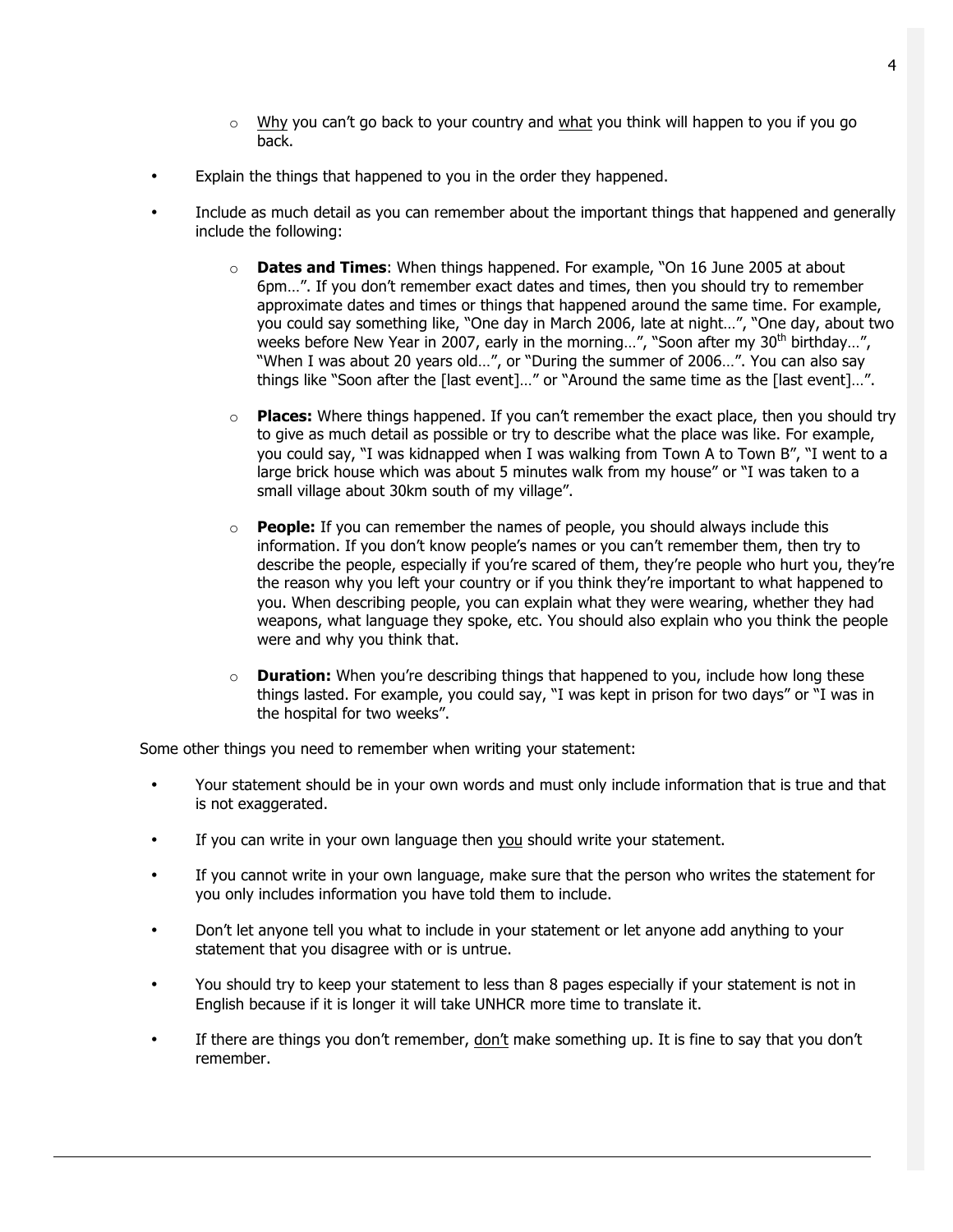- Why you can't go back to your country and what you think will happen to you if you go back.

- Explain the things that happened to you in the order they happened.

- Include as much detail as you can remember about the important things that happened and generally include the following:

  - **Dates and Times**: When things happened. For example, "On 16 June 2005 at about 6pm…". If you don't remember exact dates and times, then you should try to remember approximate dates and times or things that happened around the same time. For example, you could say something like, "One day in March 2006, late at night…", "One day, about two weeks before New Year in 2007, early in the morning…", "Soon after my 30th birthday…", "When I was about 20 years old…", or "During the summer of 2006…". You can also say things like "Soon after the [last event]…" or "Around the same time as the [last event]…".

  - **Places:** Where things happened. If you can't remember the exact place, then you should try to give as much detail as possible or try to describe what the place was like. For example, you could say, "I was kidnapped when I was walking from Town A to Town B", "I went to a large brick house which was about 5 minutes walk from my house" or "I was taken to a small village about 30km south of my village".

  - **People:** If you can remember the names of people, you should always include this information. If you don't know people's names or you can't remember them, then try to describe the people, especially if you're scared of them, they're people who hurt you, they're the reason why you left your country or if you think they're important to what happened to you. When describing people, you can explain what they were wearing, whether they had weapons, what language they spoke, etc. You should also explain who you think the people were and why you think that.

  - **Duration:** When you're describing things that happened to you, include how long these things lasted. For example, you could say, "I was kept in prison for two days" or "I was in the hospital for two weeks".

Some other things you need to remember when writing your statement:

- Your statement should be in your own words and must only include information that is true and that is not exaggerated.

- If you can write in your own language then you should write your statement.

- If you cannot write in your own language, make sure that the person who writes the statement for you only includes information you have told them to include.

- Don't let anyone tell you what to include in your statement or let anyone add anything to your statement that you disagree with or is untrue.

- You should try to keep your statement to less than 8 pages especially if your statement is not in English because if it is longer it will take UNHCR more time to translate it.

- If there are things you don't remember, don't make something up. It is fine to say that you don't remember.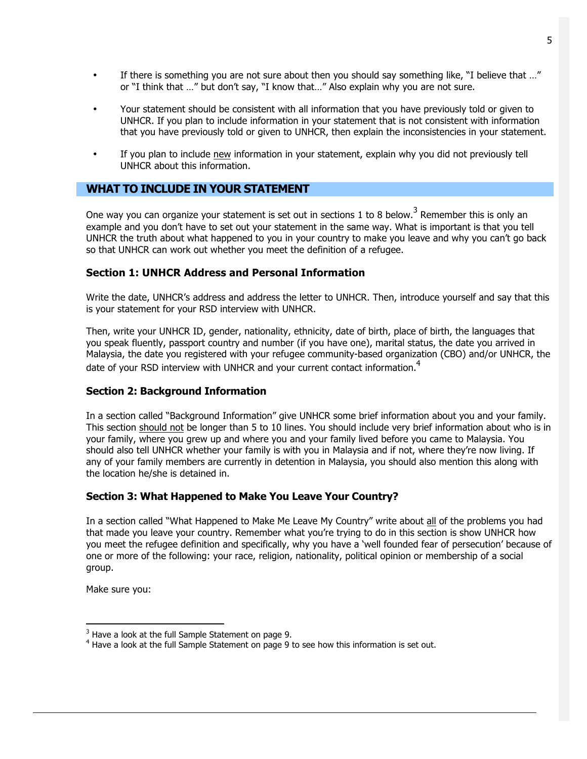- If there is something you are not sure about then you should say something like, "I believe that …" or "I think that …" but don't say, "I know that…" Also explain why you are not sure.
- Your statement should be consistent with all information that you have previously told or given to UNHCR. If you plan to include information in your statement that is not consistent with information that you have previously told or given to UNHCR, then explain the inconsistencies in your statement.
- If you plan to include new information in your statement, explain why you did not previously tell UNHCR about this information.

## WHAT TO INCLUDE IN YOUR STATEMENT

One way you can organize your statement is set out in sections 1 to 8 below.[3] Remember this is only an example and you don't have to set out your statement in the same way. What is important is that you tell UNHCR the truth about what happened to you in your country to make you leave and why you can't go back so that UNHCR can work out whether you meet the definition of a refugee.

### Section 1: UNHCR Address and Personal Information

Write the date, UNHCR's address and address the letter to UNHCR. Then, introduce yourself and say that this is your statement for your RSD interview with UNHCR.

Then, write your UNHCR ID, gender, nationality, ethnicity, date of birth, place of birth, the languages that you speak fluently, passport country and number (if you have one), marital status, the date you arrived in Malaysia, the date you registered with your refugee community-based organization (CBO) and/or UNHCR, the date of your RSD interview with UNHCR and your current contact information.[4]

### Section 2: Background Information

In a section called "Background Information" give UNHCR some brief information about you and your family. This section should not be longer than 5 to 10 lines. You should include very brief information about who is in your family, where you grew up and where you and your family lived before you came to Malaysia. You should also tell UNHCR whether your family is with you in Malaysia and if not, where they're now living. If any of your family members are currently in detention in Malaysia, you should also mention this along with the location he/she is detained in.

### Section 3: What Happened to Make You Leave Your Country?

In a section called "What Happened to Make Me Leave My Country" write about all of the problems you had that made you leave your country. Remember what you're trying to do in this section is show UNHCR how you meet the refugee definition and specifically, why you have a 'well founded fear of persecution' because of one or more of the following: your race, religion, nationality, political opinion or membership of a social group.

Make sure you:

---

[3] Have a look at the full Sample Statement on page 9.

[4] Have a look at the full Sample Statement on page 9 to see how this information is set out.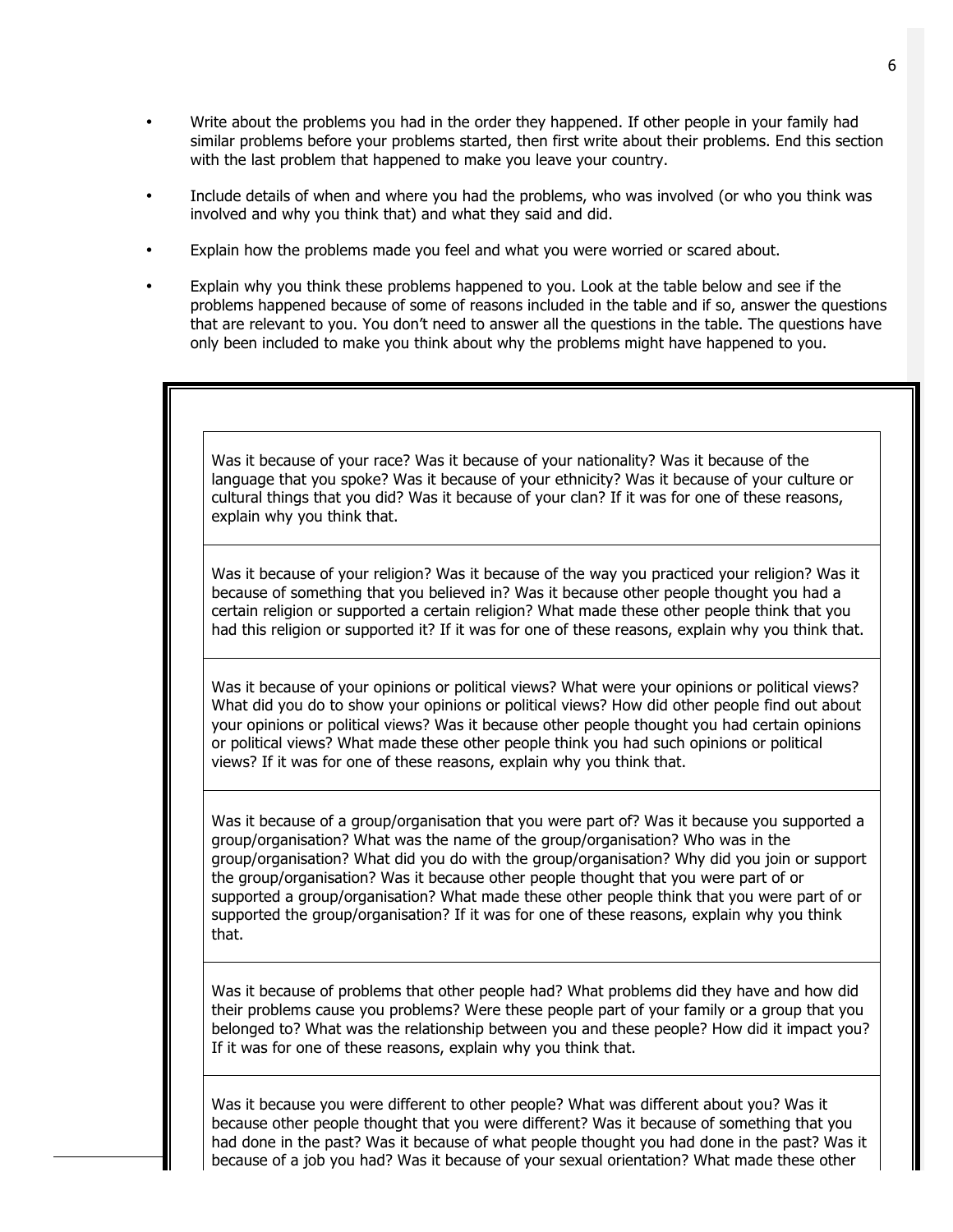- Write about the problems you had in the order they happened. If other people in your family had similar problems before your problems started, then first write about their problems. End this section with the last problem that happened to make you leave your country.

- Include details of when and where you had the problems, who was involved (or who you think was involved and why you think that) and what they said and did.

- Explain how the problems made you feel and what you were worried or scared about.

- Explain why you think these problems happened to you. Look at the table below and see if the problems happened because of some of reasons included in the table and if so, answer the questions that are relevant to you. You don't need to answer all the questions in the table. The questions have only been included to make you think about why the problems might have happened to you.

| |
|---|
| Was it because of your race? Was it because of your nationality? Was it because of the language that you spoke? Was it because of your ethnicity? Was it because of your culture or cultural things that you did? Was it because of your clan? If it was for one of these reasons, explain why you think that. |
| Was it because of your religion? Was it because of the way you practiced your religion? Was it because of something that you believed in? Was it because other people thought you had a certain religion or supported a certain religion? What made these other people think that you had this religion or supported it? If it was for one of these reasons, explain why you think that. |
| Was it because of your opinions or political views? What were your opinions or political views? What did you do to show your opinions or political views? How did other people find out about your opinions or political views? Was it because other people thought you had certain opinions or political views? What made these other people think you had such opinions or political views? If it was for one of these reasons, explain why you think that. |
| Was it because of a group/organisation that you were part of? Was it because you supported a group/organisation? What was the name of the group/organisation? Who was in the group/organisation? What did you do with the group/organisation? Why did you join or support the group/organisation? Was it because other people thought that you were part of or supported a group/organisation? What made these other people think that you were part of or supported the group/organisation? If it was for one of these reasons, explain why you think that. |
| Was it because of problems that other people had? What problems did they have and how did their problems cause you problems? Were these people part of your family or a group that you belonged to? What was the relationship between you and these people? How did it impact you? If it was for one of these reasons, explain why you think that. |
| Was it because you were different to other people? What was different about you? Was it because other people thought that you were different? Was it because of something that you had done in the past? Was it because of what people thought you had done in the past? Was it because of a job you had? Was it because of your sexual orientation? What made these other |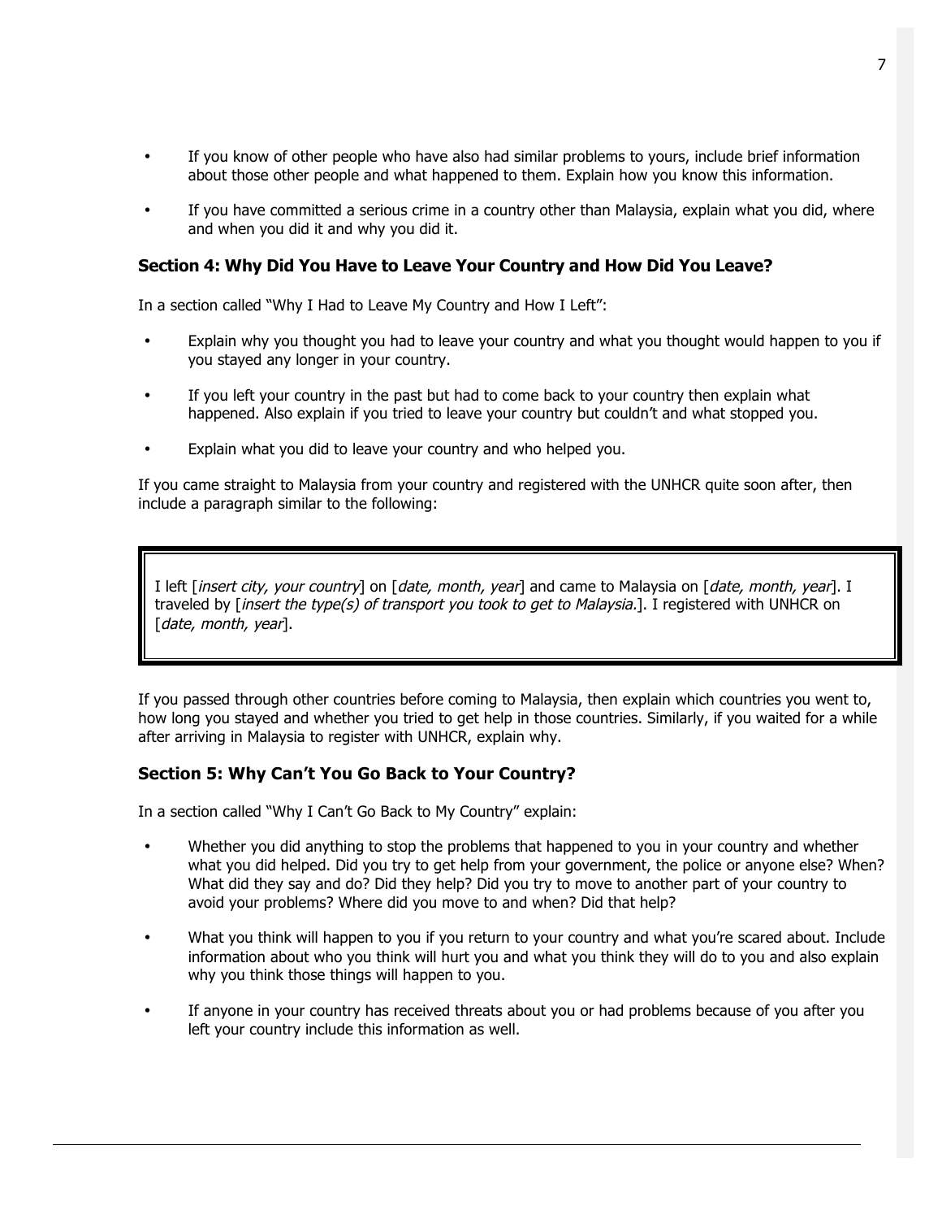- If you know of other people who have also had similar problems to yours, include brief information about those other people and what happened to them. Explain how you know this information.
- If you have committed a serious crime in a country other than Malaysia, explain what you did, where and when you did it and why you did it.

### Section 4: Why Did You Have to Leave Your Country and How Did You Leave?

In a section called "Why I Had to Leave My Country and How I Left":

- Explain why you thought you had to leave your country and what you thought would happen to you if you stayed any longer in your country.
- If you left your country in the past but had to come back to your country then explain what happened. Also explain if you tried to leave your country but couldn't and what stopped you.
- Explain what you did to leave your country and who helped you.

If you came straight to Malaysia from your country and registered with the UNHCR quite soon after, then include a paragraph similar to the following:

> I left [*insert city, your country*] on [*date, month, year*] and came to Malaysia on [*date, month, year*]. I traveled by [*insert the type(s) of transport you took to get to Malaysia.*]. I registered with UNHCR on [*date, month, year*].

If you passed through other countries before coming to Malaysia, then explain which countries you went to, how long you stayed and whether you tried to get help in those countries. Similarly, if you waited for a while after arriving in Malaysia to register with UNHCR, explain why.

### Section 5: Why Can't You Go Back to Your Country?

In a section called "Why I Can't Go Back to My Country" explain:

- Whether you did anything to stop the problems that happened to you in your country and whether what you did helped. Did you try to get help from your government, the police or anyone else? When? What did they say and do? Did they help? Did you try to move to another part of your country to avoid your problems? Where did you move to and when? Did that help?
- What you think will happen to you if you return to your country and what you're scared about. Include information about who you think will hurt you and what you think they will do to you and also explain why you think those things will happen to you.
- If anyone in your country has received threats about you or had problems because of you after you left your country include this information as well.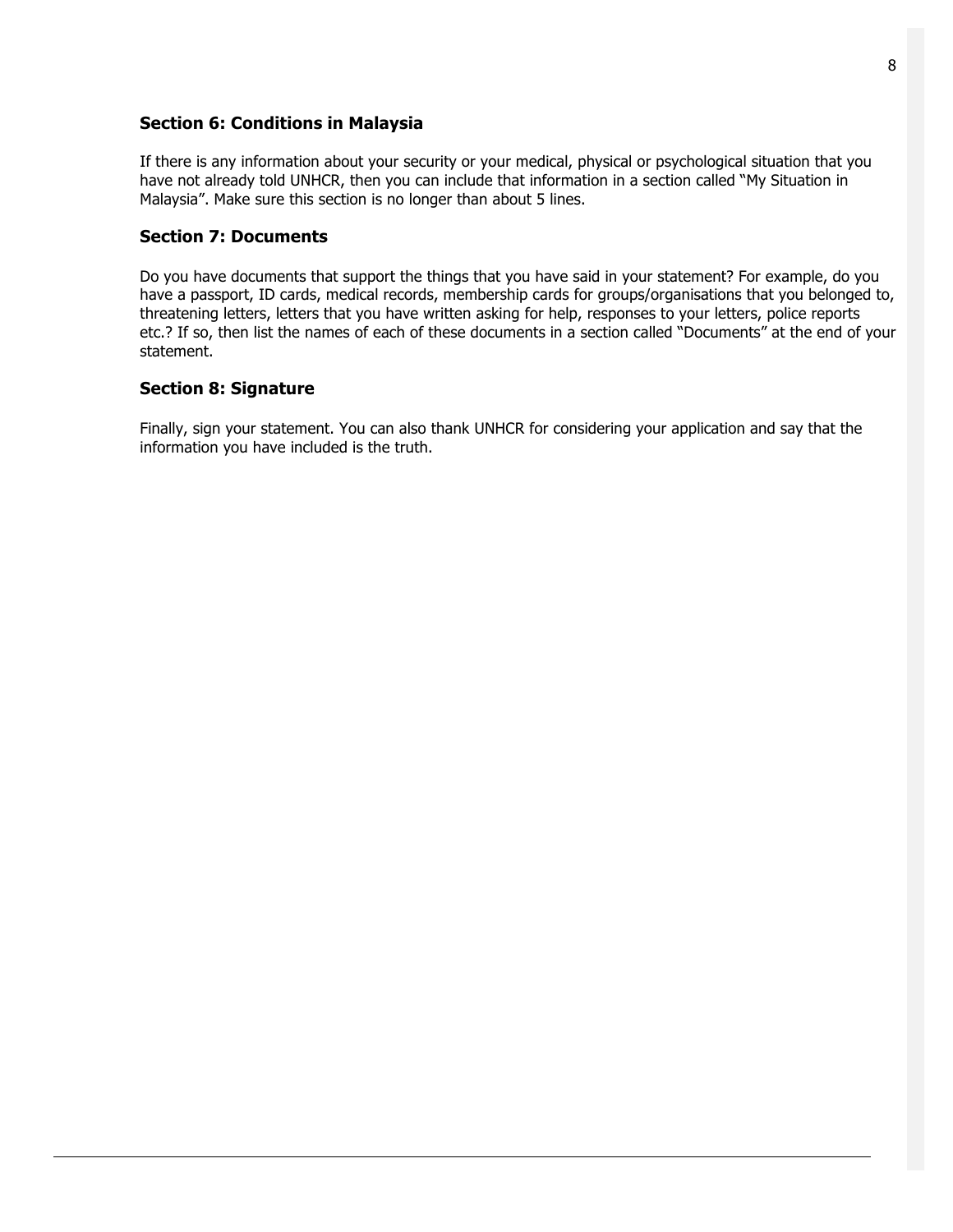### Section 6: Conditions in Malaysia

If there is any information about your security or your medical, physical or psychological situation that you have not already told UNHCR, then you can include that information in a section called "My Situation in Malaysia". Make sure this section is no longer than about 5 lines.

### Section 7: Documents

Do you have documents that support the things that you have said in your statement? For example, do you have a passport, ID cards, medical records, membership cards for groups/organisations that you belonged to, threatening letters, letters that you have written asking for help, responses to your letters, police reports etc.? If so, then list the names of each of these documents in a section called "Documents" at the end of your statement.

### Section 8: Signature

Finally, sign your statement. You can also thank UNHCR for considering your application and say that the information you have included is the truth.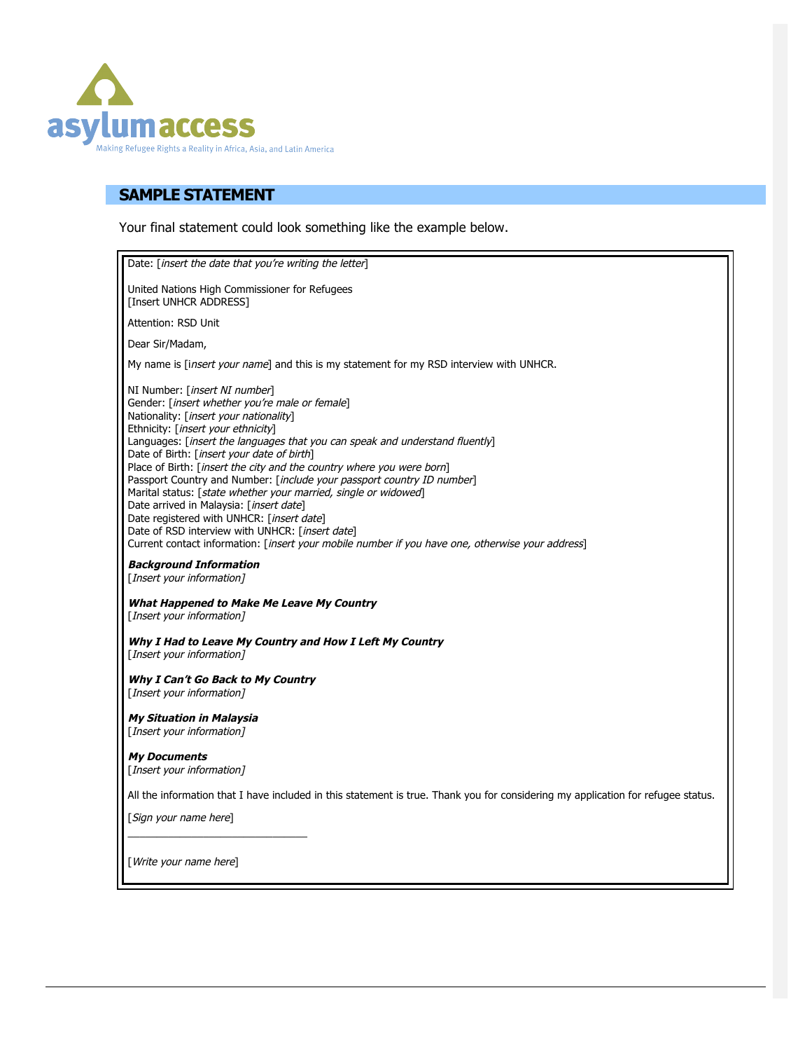## SAMPLE STATEMENT

Your final statement could look something like the example below.

Date: [*insert the date that you're writing the letter*]

United Nations High Commissioner for Refugees
[Insert UNHCR ADDRESS]

Attention: RSD Unit

Dear Sir/Madam,

My name is [*insert your name*] and this is my statement for my RSD interview with UNHCR.

NI Number: [*insert NI number*]
Gender: [*insert whether you're male or female*]
Nationality: [*insert your nationality*]
Ethnicity: [*insert your ethnicity*]
Languages: [*insert the languages that you can speak and understand fluently*]
Date of Birth: [*insert your date of birth*]
Place of Birth: [*insert the city and the country where you were born*]
Passport Country and Number: [*include your passport country ID number*]
Marital status: [*state whether your married, single or widowed*]
Date arrived in Malaysia: [*insert date*]
Date registered with UNHCR: [*insert date*]
Date of RSD interview with UNHCR: [*insert date*]
Current contact information: [*insert your mobile number if you have one, otherwise your address*]

***Background Information***
[*Insert your information]*

***What Happened to Make Me Leave My Country***
[*Insert your information]*

***Why I Had to Leave My Country and How I Left My Country***
[*Insert your information]*

***Why I Can't Go Back to My Country***
[*Insert your information]*

***My Situation in Malaysia***
[*Insert your information]*

***My Documents***
[*Insert your information]*

All the information that I have included in this statement is true. Thank you for considering my application for refugee status.

[*Sign your name here*]

______________________________

[*Write your name here*]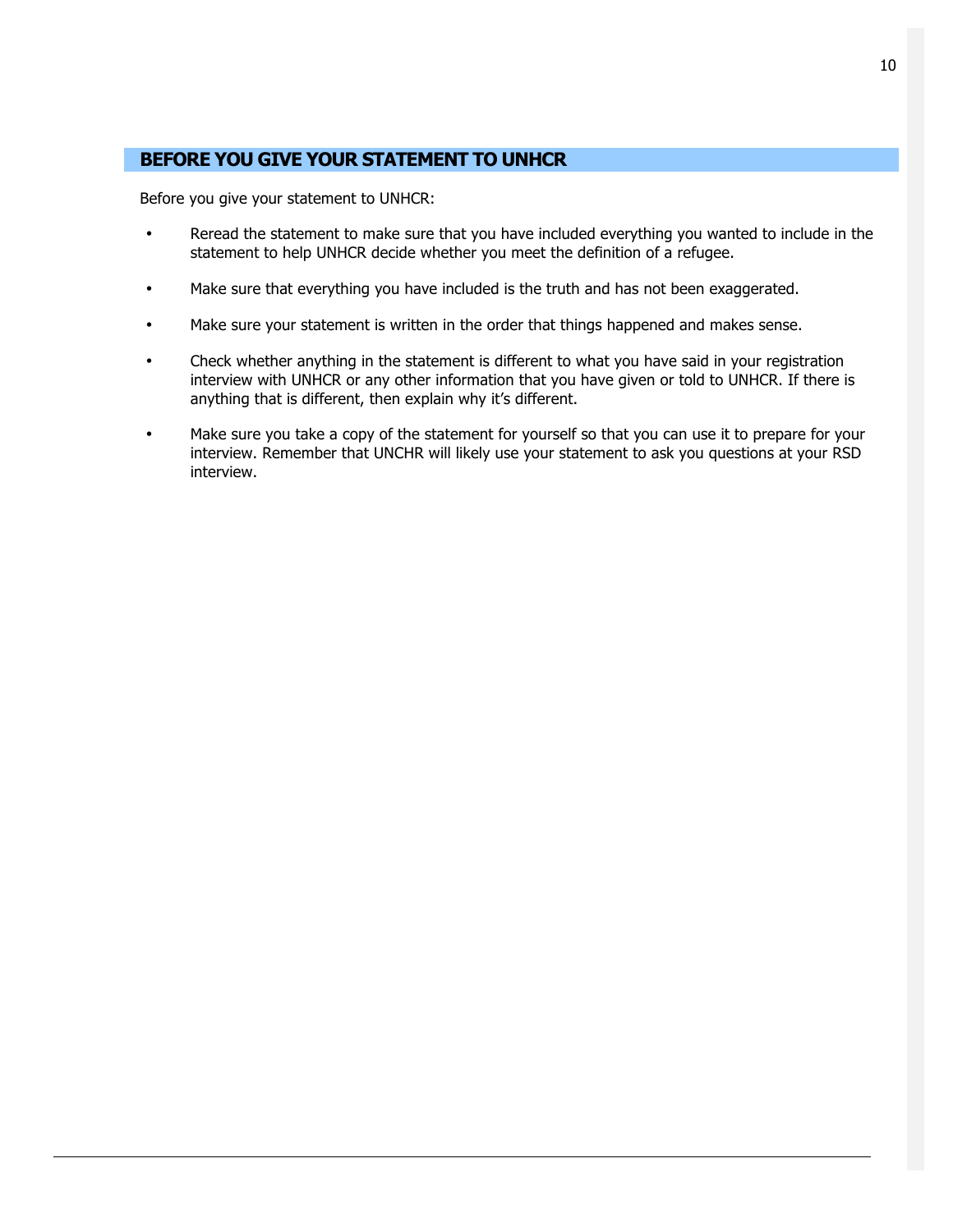## BEFORE YOU GIVE YOUR STATEMENT TO UNHCR

Before you give your statement to UNHCR:

- Reread the statement to make sure that you have included everything you wanted to include in the statement to help UNHCR decide whether you meet the definition of a refugee.
- Make sure that everything you have included is the truth and has not been exaggerated.
- Make sure your statement is written in the order that things happened and makes sense.
- Check whether anything in the statement is different to what you have said in your registration interview with UNHCR or any other information that you have given or told to UNHCR. If there is anything that is different, then explain why it's different.
- Make sure you take a copy of the statement for yourself so that you can use it to prepare for your interview. Remember that UNCHR will likely use your statement to ask you questions at your RSD interview.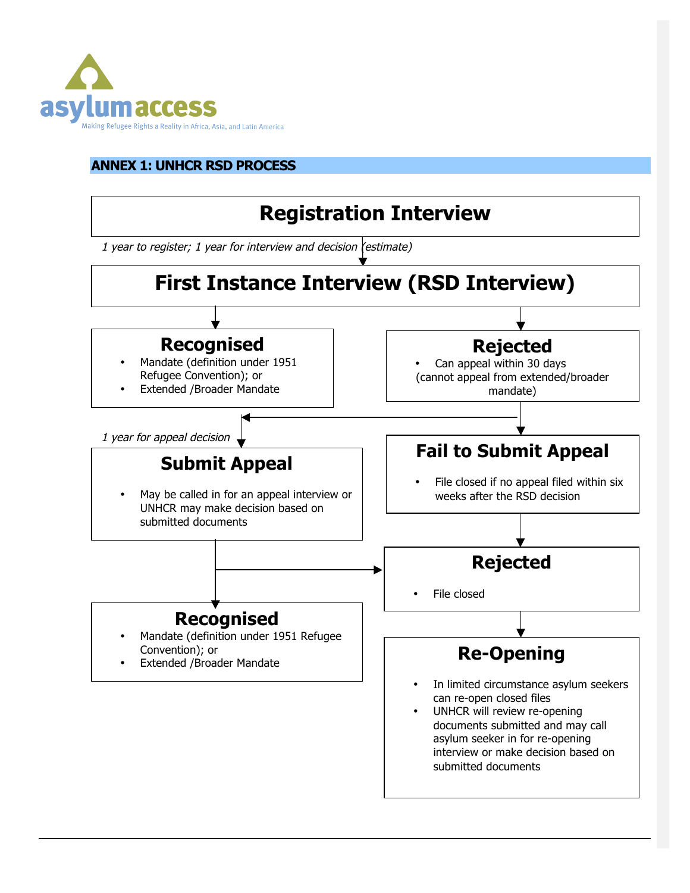## ANNEX 1: UNHCR RSD PROCESS

**Registration Interview**

*1 year to register; 1 year for interview and decision (estimate)*

**First Instance Interview (RSD Interview)**

**Recognised**

- Mandate (definition under 1951 Refugee Convention); or
- Extended /Broader Mandate

**Rejected**

- Can appeal within 30 days

(cannot appeal from extended/broader mandate)

*1 year for appeal decision*

**Submit Appeal**

- May be called in for an appeal interview or UNHCR may make decision based on submitted documents

**Fail to Submit Appeal**

- File closed if no appeal filed within six weeks after the RSD decision

**Rejected**

- File closed

**Recognised**

- Mandate (definition under 1951 Refugee Convention); or
- Extended /Broader Mandate

**Re-Opening**

- In limited circumstance asylum seekers can re-open closed files
- UNHCR will review re-opening documents submitted and may call asylum seeker in for re-opening interview or make decision based on submitted documents